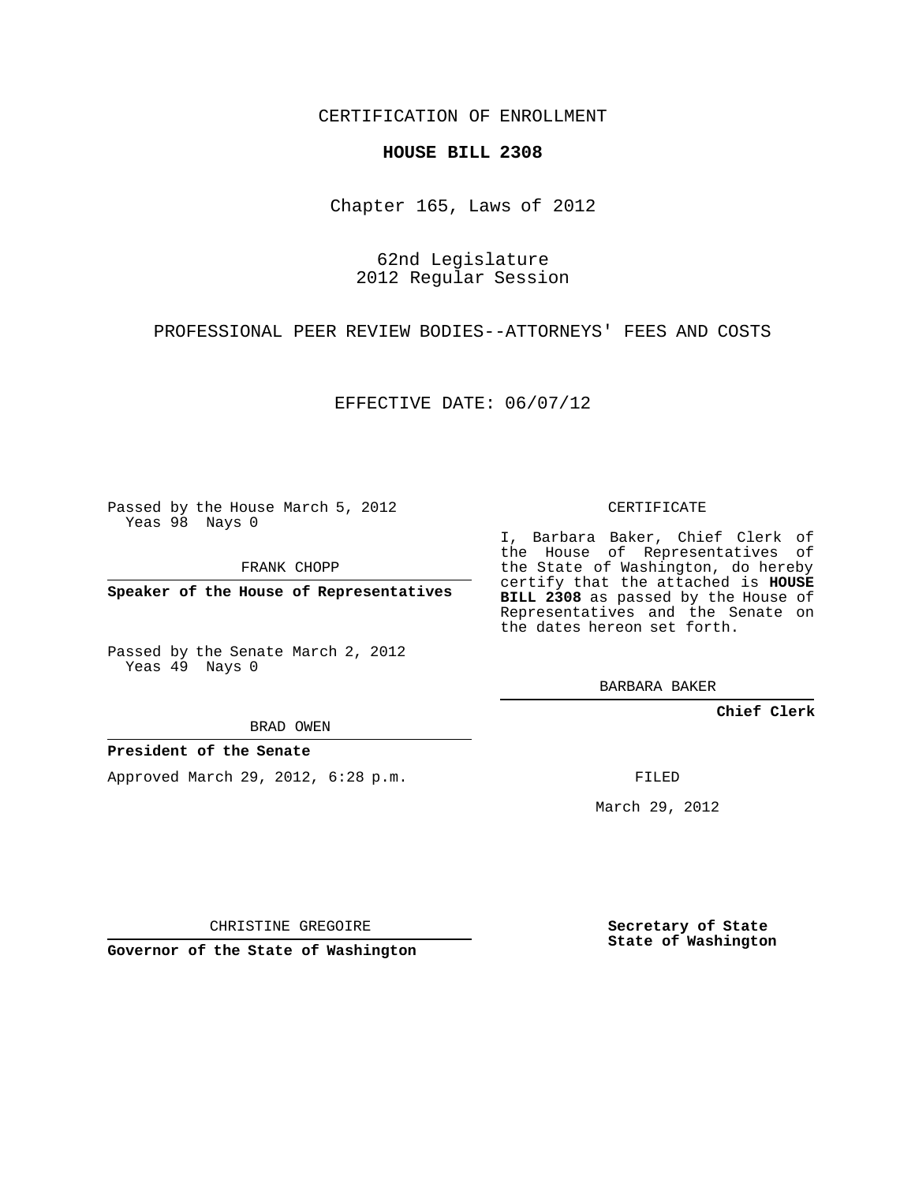CERTIFICATION OF ENROLLMENT

**HOUSE BILL 2308**

Chapter 165, Laws of 2012

62nd Legislature
2012 Regular Session

PROFESSIONAL PEER REVIEW BODIES--ATTORNEYS' FEES AND COSTS

EFFECTIVE DATE: 06/07/12

Passed by the House March 5, 2012
Yeas 98 Nays 0

FRANK CHOPP

**Speaker of the House of Representatives**

Passed by the Senate March 2, 2012
Yeas 49 Nays 0

BRAD OWEN

**President of the Senate**

Approved March 29, 2012, 6:28 p.m.

CHRISTINE GREGOIRE

**Governor of the State of Washington**

CERTIFICATE

I, Barbara Baker, Chief Clerk of the House of Representatives of the State of Washington, do hereby certify that the attached is **HOUSE BILL 2308** as passed by the House of Representatives and the Senate on the dates hereon set forth.

BARBARA BAKER

**Chief Clerk**

FILED

March 29, 2012

**Secretary of State**
**State of Washington**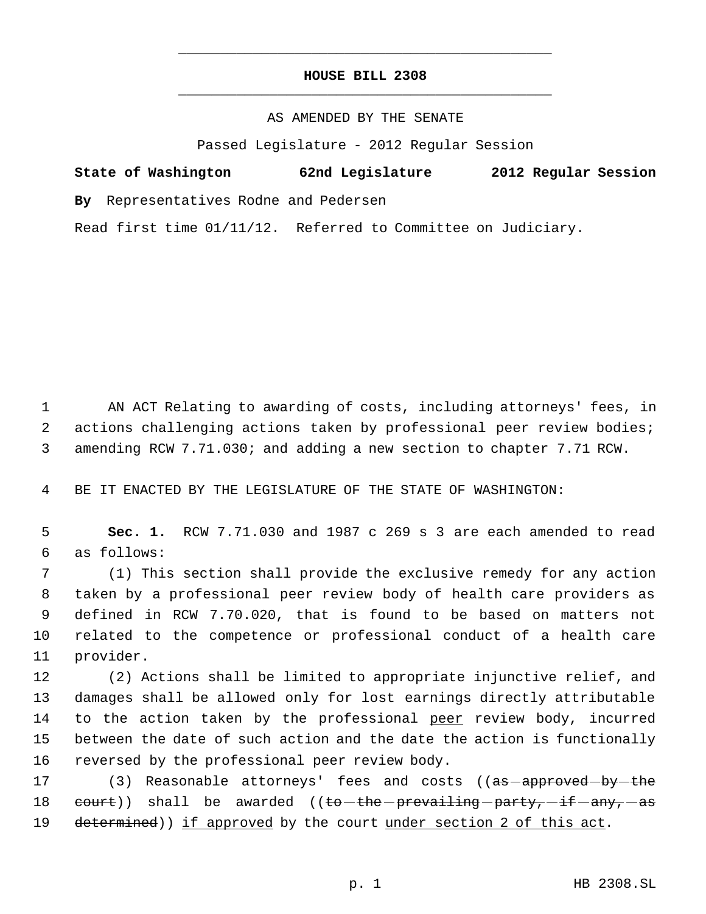# HOUSE BILL 2308

AS AMENDED BY THE SENATE

Passed Legislature - 2012 Regular Session

**State of Washington 62nd Legislature 2012 Regular Session**

**By** Representatives Rodne and Pedersen

Read first time 01/11/12. Referred to Committee on Judiciary.

AN ACT Relating to awarding of costs, including attorneys' fees, in actions challenging actions taken by professional peer review bodies; amending RCW 7.71.030; and adding a new section to chapter 7.71 RCW.

BE IT ENACTED BY THE LEGISLATURE OF THE STATE OF WASHINGTON:

**Sec. 1.** RCW 7.71.030 and 1987 c 269 s 3 are each amended to read as follows:

(1) This section shall provide the exclusive remedy for any action taken by a professional peer review body of health care providers as defined in RCW 7.70.020, that is found to be based on matters not related to the competence or professional conduct of a health care provider.

(2) Actions shall be limited to appropriate injunctive relief, and damages shall be allowed only for lost earnings directly attributable to the action taken by the professional <u>peer</u> review body, incurred between the date of such action and the date the action is functionally reversed by the professional peer review body.

(3) Reasonable attorneys' fees and costs ((~~as approved by the court~~)) shall be awarded ((~~to the prevailing party, if any, as determined~~)) <u>if approved</u> by the court <u>under section 2 of this act</u>.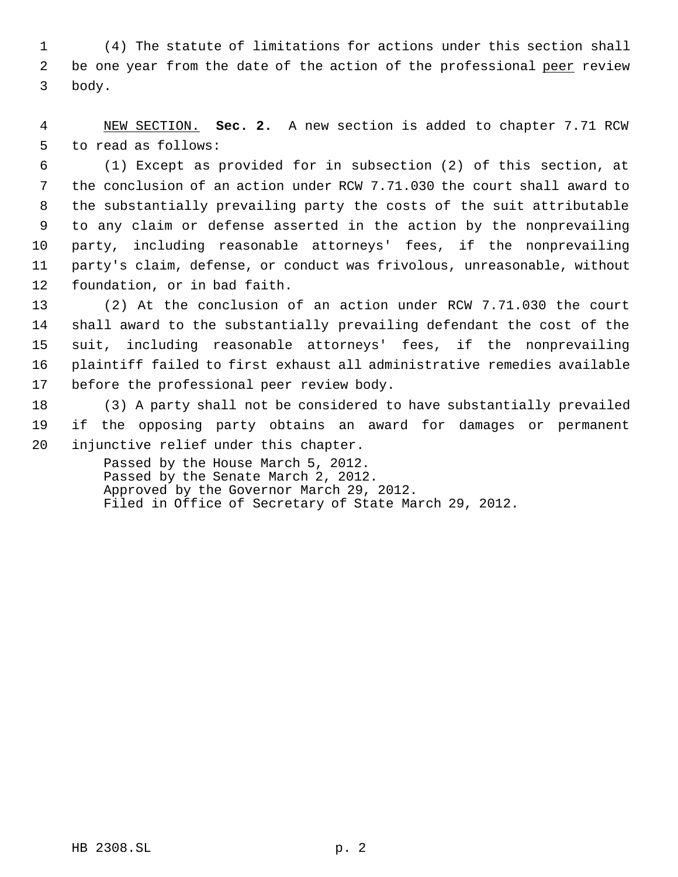(4) The statute of limitations for actions under this section shall be one year from the date of the action of the professional <u>peer</u> review body.

<u>NEW SECTION.</u> **Sec. 2.** A new section is added to chapter 7.71 RCW to read as follows:

(1) Except as provided for in subsection (2) of this section, at the conclusion of an action under RCW 7.71.030 the court shall award to the substantially prevailing party the costs of the suit attributable to any claim or defense asserted in the action by the nonprevailing party, including reasonable attorneys' fees, if the nonprevailing party's claim, defense, or conduct was frivolous, unreasonable, without foundation, or in bad faith.

(2) At the conclusion of an action under RCW 7.71.030 the court shall award to the substantially prevailing defendant the cost of the suit, including reasonable attorneys' fees, if the nonprevailing plaintiff failed to first exhaust all administrative remedies available before the professional peer review body.

(3) A party shall not be considered to have substantially prevailed if the opposing party obtains an award for damages or permanent injunctive relief under this chapter.

Passed by the House March 5, 2012.
Passed by the Senate March 2, 2012.
Approved by the Governor March 29, 2012.
Filed in Office of Secretary of State March 29, 2012.